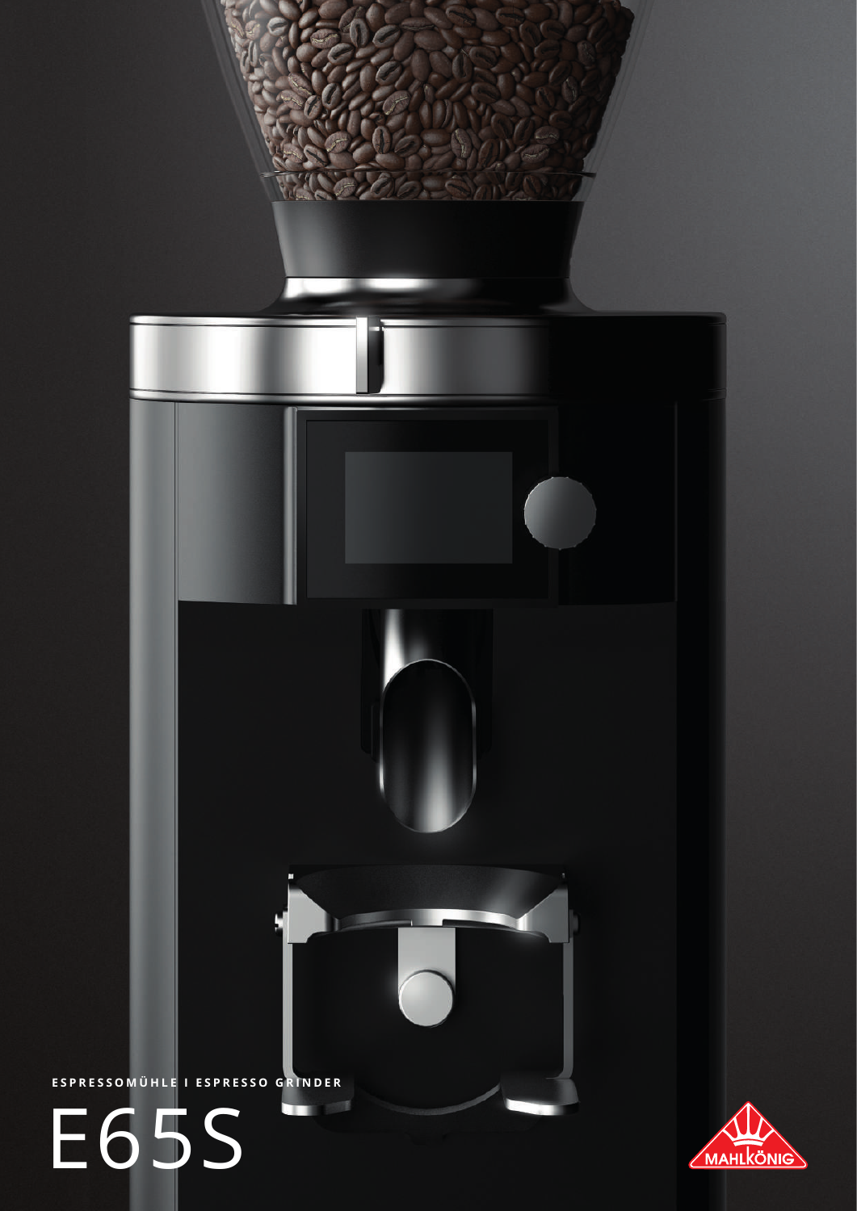ESPRESSOMÜHLE I ESPRESSO GRINDER

# E65S

MAHLKÖNIG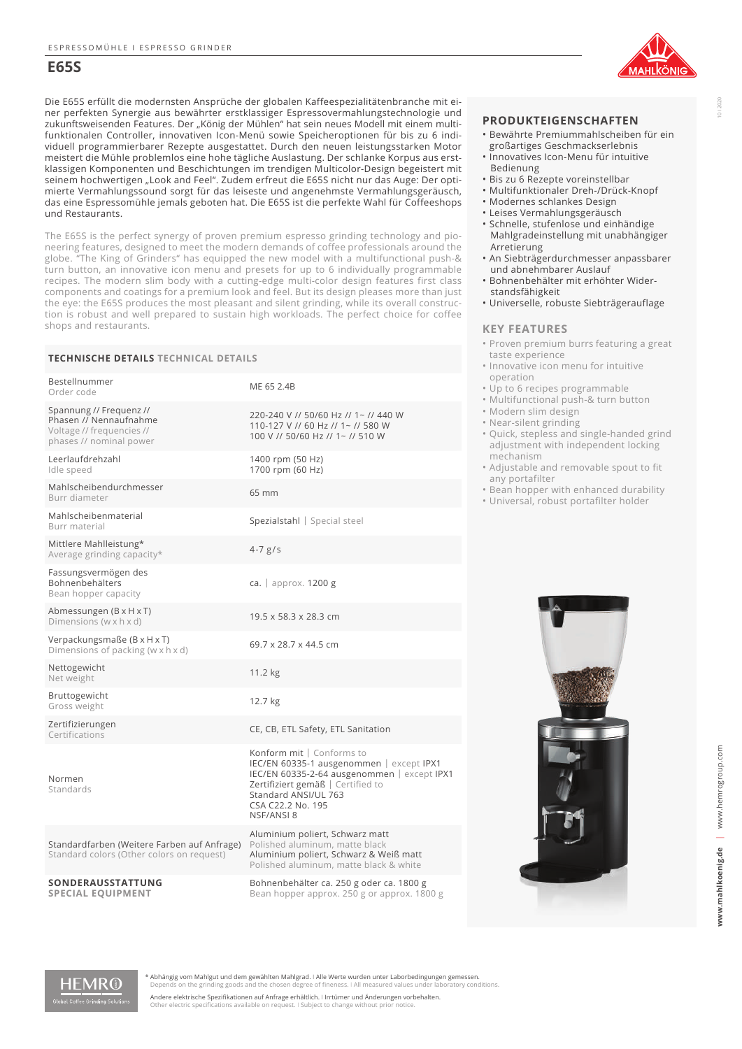ESPRESSOMÜHLE I ESPRESSO GRINDER

# E65S

Die E65S erfüllt die modernsten Ansprüche der globalen Kaffeespezialitätenbranche mit einer perfekten Synergie aus bewährter erstklassiger Espressovermahlungstechnologie und zukunftsweisenden Features. Der „König der Mühlen" hat sein neues Modell mit einem multifunktionalen Controller, innovativen Icon-Menü sowie Speicheroptionen für bis zu 6 individuell programmierbarer Rezepte ausgestattet. Durch den neuen leistungsstarken Motor meistert die Mühle problemlos eine hohe tägliche Auslastung. Der schlanke Korpus aus erstklassigen Komponenten und Beschichtungen im trendigen Multicolor-Design begeistert mit seinem hochwertigen „Look and Feel". Zudem erfreut die E65S nicht nur das Auge: Der optimierte Vermahlungssound sorgt für das leiseste und angenehmste Vermahlungsgeräusch, das eine Espressomühle jemals geboten hat. Die E65S ist die perfekte Wahl für Coffeeshops und Restaurants.

The E65S is the perfect synergy of proven premium espresso grinding technology and pioneering features, designed to meet the modern demands of coffee professionals around the globe. "The King of Grinders" has equipped the new model with a multifunctional push-& turn button, an innovative icon menu and presets for up to 6 individually programmable recipes. The modern slim body with a cutting-edge multi-color design features first class components and coatings for a premium look and feel. But its design pleases more than just the eye: the E65S produces the most pleasant and silent grinding, while its overall construction is robust and well prepared to sustain high workloads. The perfect choice for coffee shops and restaurants.

## TECHNISCHE DETAILS TECHNICAL DETAILS

| | |
|---|---|
| Bestellnummer<br>Order code | ME 65 2.4B |
| Spannung // Frequenz // Phasen // Nennaufnahme<br>Voltage // frequencies // phases // nominal power | 220-240 V // 50/60 Hz // 1~ // 440 W<br>110-127 V // 60 Hz // 1~ // 580 W<br>100 V // 50/60 Hz // 1~ // 510 W |
| Leerlaufdrehzahl<br>Idle speed | 1400 rpm (50 Hz)<br>1700 rpm (60 Hz) |
| Mahlscheibendurchmesser<br>Burr diameter | 65 mm |
| Mahlscheibenmaterial<br>Burr material | Spezialstahl \| Special steel |
| Mittlere Mahlleistung*<br>Average grinding capacity* | 4-7 g/s |
| Fassungsvermögen des Bohnenbehälters<br>Bean hopper capacity | ca. \| approx. 1200 g |
| Abmessungen (B x H x T)<br>Dimensions (w x h x d) | 19.5 x 58.3 x 28.3 cm |
| Verpackungsmaße (B x H x T)<br>Dimensions of packing (w x h x d) | 69.7 x 28.7 x 44.5 cm |
| Nettogewicht<br>Net weight | 11.2 kg |
| Bruttogewicht<br>Gross weight | 12.7 kg |
| Zertifizierungen<br>Certifications | CE, CB, ETL Safety, ETL Sanitation |
| Normen<br>Standards | Konform mit \| Conforms to<br>IEC/EN 60335-1 ausgenommen \| except IPX1<br>IEC/EN 60335-2-64 ausgenommen \| except IPX1<br>Zertifiziert gemäß \| Certified to<br>Standard ANSI/UL 763<br>CSA C22.2 No. 195<br>NSF/ANSI 8 |
| Standardfarben (Weitere Farben auf Anfrage)<br>Standard colors (Other colors on request) | Aluminium poliert, Schwarz matt<br>Polished aluminum, matte black<br>Aluminium poliert, Schwarz & Weiß matt<br>Polished aluminum, matte black & white |
| **SONDERAUSSTATTUNG**<br>**SPECIAL EQUIPMENT** | Bohnenbehälter ca. 250 g oder ca. 1800 g<br>Bean hopper approx. 250 g or approx. 1800 g |

## PRODUKTEIGENSCHAFTEN

- Bewährte Premiummahlscheiben für ein großartiges Geschmackserlebnis
- Innovatives Icon-Menu für intuitive Bedienung
- Bis zu 6 Rezepte voreinstellbar
- Multifunktionaler Dreh-/Drück-Knopf
- Modernes schlankes Design
- Leises Vermahlungsgeräusch
- Schnelle, stufenlose und einhändige Mahlgradeinstellung mit unabhängiger Arretierung
- An Siebträgerdurchmesser anpassbarer und abnehmbarer Auslauf
- Bohnenbehälter mit erhöhter Widerstandsfähigkeit
- Universelle, robuste Siebträgerauflage

## KEY FEATURES

- Proven premium burrs featuring a great taste experience
- Innovative icon menu for intuitive operation
- Up to 6 recipes programmable
- Multifunctional push-& turn button
- Modern slim design
- Near-silent grinding
- Quick, stepless and single-handed grind adjustment with independent locking mechanism
- Adjustable and removable spout to fit any portafilter
- Bean hopper with enhanced durability
- Universal, robust portafilter holder

\* Abhängig vom Mahlgut und dem gewählten Mahlgrad. I Alle Werte wurden unter Laborbedingungen gemessen.
Depends on the grinding goods and the chosen degree of fineness. I All measured values under laboratory conditions.

Andere elektrische Spezifikationen auf Anfrage erhältlich. I Irrtümer und Änderungen vorbehalten.
Other electric specifications available on request. I Subject to change without prior notice.

www.mahlkoenig.de | www.hemrogroup.com